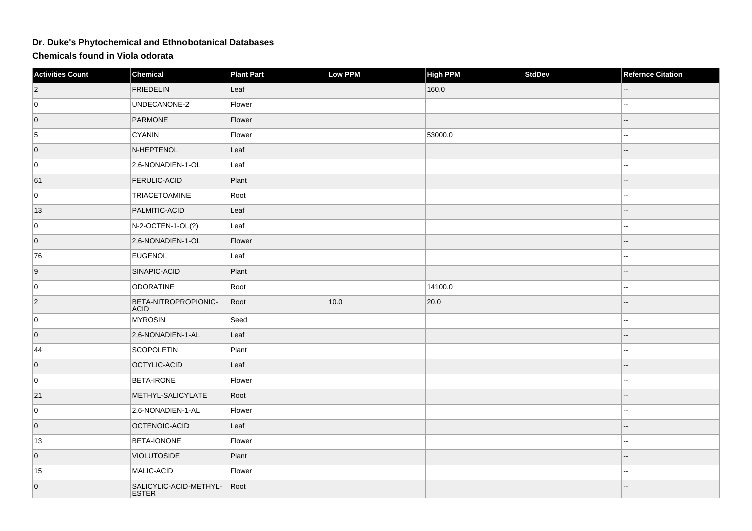# Dr. Duke's Phytochemical and Ethnobotanical Databases

## Chemicals found in Viola odorata

| Activities Count | Chemical | Plant Part | Low PPM | High PPM | StdDev | Refernce Citation |
|---|---|---|---|---|---|---|
| 2 | FRIEDELIN | Leaf | | 160.0 | | -- |
| 0 | UNDECANONE-2 | Flower | | | | -- |
| 0 | PARMONE | Flower | | | | -- |
| 5 | CYANIN | Flower | | 53000.0 | | -- |
| 0 | N-HEPTENOL | Leaf | | | | -- |
| 0 | 2,6-NONADIEN-1-OL | Leaf | | | | -- |
| 61 | FERULIC-ACID | Plant | | | | -- |
| 0 | TRIACETOAMINE | Root | | | | -- |
| 13 | PALMITIC-ACID | Leaf | | | | -- |
| 0 | N-2-OCTEN-1-OL(?) | Leaf | | | | -- |
| 0 | 2,6-NONADIEN-1-OL | Flower | | | | -- |
| 76 | EUGENOL | Leaf | | | | -- |
| 9 | SINAPIC-ACID | Plant | | | | -- |
| 0 | ODORATINE | Root | | 14100.0 | | -- |
| 2 | BETA-NITROPROPIONIC-ACID | Root | 10.0 | 20.0 | | -- |
| 0 | MYROSIN | Seed | | | | -- |
| 0 | 2,6-NONADIEN-1-AL | Leaf | | | | -- |
| 44 | SCOPOLETIN | Plant | | | | -- |
| 0 | OCTYLIC-ACID | Leaf | | | | -- |
| 0 | BETA-IRONE | Flower | | | | -- |
| 21 | METHYL-SALICYLATE | Root | | | | -- |
| 0 | 2,6-NONADIEN-1-AL | Flower | | | | -- |
| 0 | OCTENOIC-ACID | Leaf | | | | -- |
| 13 | BETA-IONONE | Flower | | | | -- |
| 0 | VIOLUTOSIDE | Plant | | | | -- |
| 15 | MALIC-ACID | Flower | | | | -- |
| 0 | SALICYLIC-ACID-METHYL-ESTER | Root | | | | -- |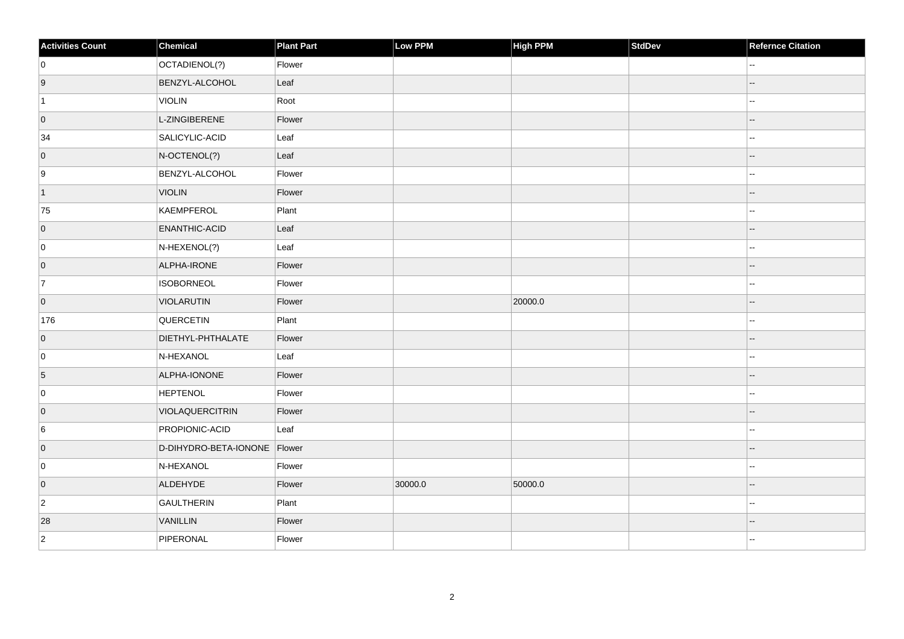| Activities Count | Chemical | Plant Part | Low PPM | High PPM | StdDev | Refernce Citation |
| --- | --- | --- | --- | --- | --- | --- |
| 0 | OCTADIENOL(?) | Flower | | | | -- |
| 9 | BENZYL-ALCOHOL | Leaf | | | | -- |
| 1 | VIOLIN | Root | | | | -- |
| 0 | L-ZINGIBERENE | Flower | | | | -- |
| 34 | SALICYLIC-ACID | Leaf | | | | -- |
| 0 | N-OCTENOL(?) | Leaf | | | | -- |
| 9 | BENZYL-ALCOHOL | Flower | | | | -- |
| 1 | VIOLIN | Flower | | | | -- |
| 75 | KAEMPFEROL | Plant | | | | -- |
| 0 | ENANTHIC-ACID | Leaf | | | | -- |
| 0 | N-HEXENOL(?) | Leaf | | | | -- |
| 0 | ALPHA-IRONE | Flower | | | | -- |
| 7 | ISOBORNEOL | Flower | | | | -- |
| 0 | VIOLARUTIN | Flower | | 20000.0 | | -- |
| 176 | QUERCETIN | Plant | | | | -- |
| 0 | DIETHYL-PHTHALATE | Flower | | | | -- |
| 0 | N-HEXANOL | Leaf | | | | -- |
| 5 | ALPHA-IONONE | Flower | | | | -- |
| 0 | HEPTENOL | Flower | | | | -- |
| 0 | VIOLAQUERCITRIN | Flower | | | | -- |
| 6 | PROPIONIC-ACID | Leaf | | | | -- |
| 0 | D-DIHYDRO-BETA-IONONE | Flower | | | | -- |
| 0 | N-HEXANOL | Flower | | | | -- |
| 0 | ALDEHYDE | Flower | 30000.0 | 50000.0 | | -- |
| 2 | GAULTHERIN | Plant | | | | -- |
| 28 | VANILLIN | Flower | | | | -- |
| 2 | PIPERONAL | Flower | | | | -- |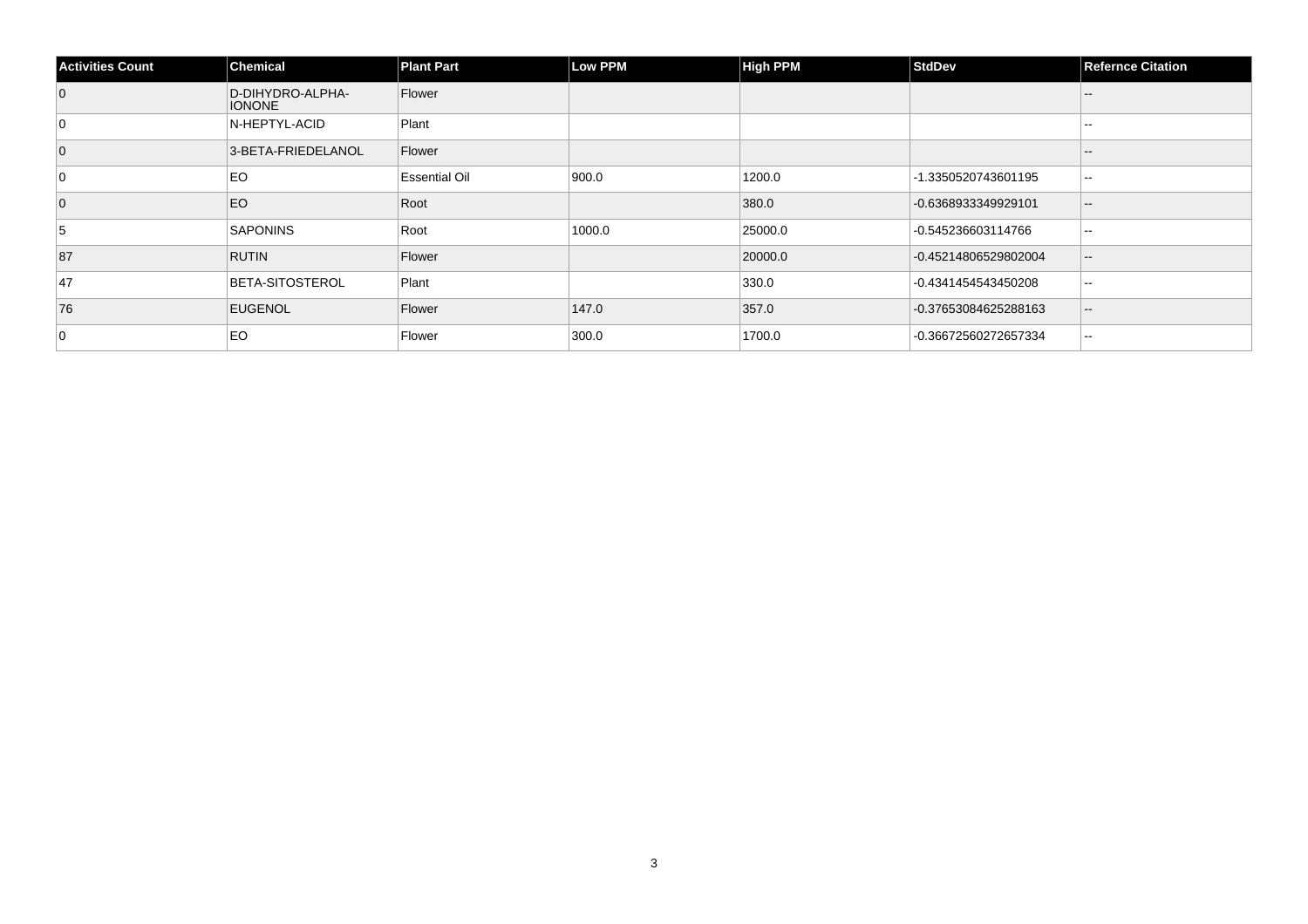| Activities Count | Chemical | Plant Part | Low PPM | High PPM | StdDev | Refernce Citation |
| --- | --- | --- | --- | --- | --- | --- |
| 0 | D-DIHYDRO-ALPHA-IONONE | Flower | | | | -- |
| 0 | N-HEPTYL-ACID | Plant | | | | -- |
| 0 | 3-BETA-FRIEDELANOL | Flower | | | | -- |
| 0 | EO | Essential Oil | 900.0 | 1200.0 | -1.3350520743601195 | -- |
| 0 | EO | Root | | 380.0 | -0.6368933349929101 | -- |
| 5 | SAPONINS | Root | 1000.0 | 25000.0 | -0.545236603114766 | -- |
| 87 | RUTIN | Flower | | 20000.0 | -0.45214806529802004 | -- |
| 47 | BETA-SITOSTEROL | Plant | | 330.0 | -0.4341454543450208 | -- |
| 76 | EUGENOL | Flower | 147.0 | 357.0 | -0.37653084625288163 | -- |
| 0 | EO | Flower | 300.0 | 1700.0 | -0.36672560272657334 | -- |